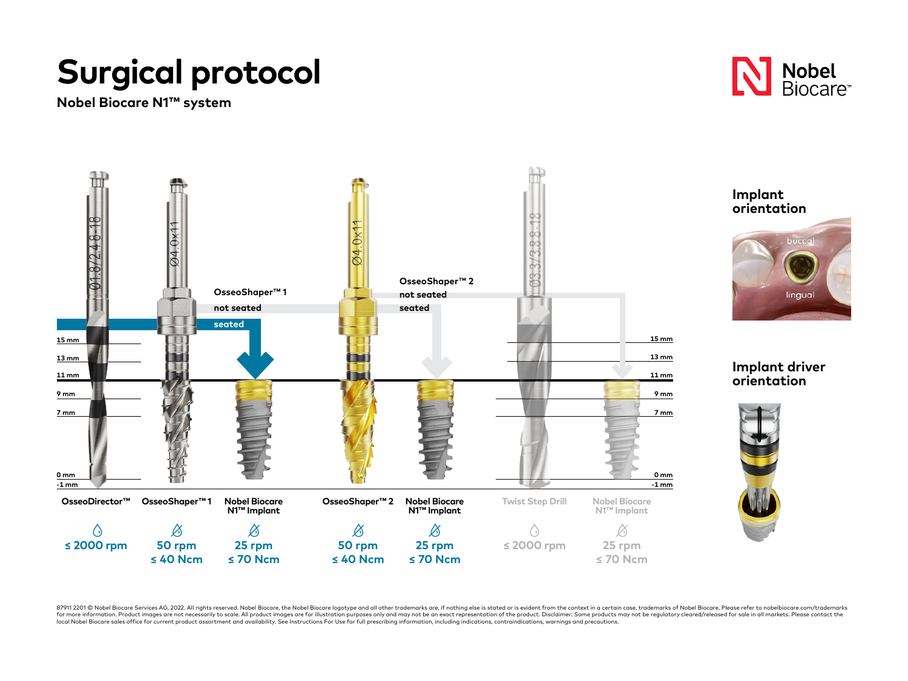# Surgical protocol

**Nobel Biocare N1™ system**

Nobel Biocare

OsseoShaper™ 1
not seated
seated

OsseoShaper™ 2
not seated
seated

15 mm
13 mm
11 mm
9 mm
7 mm
0 mm
-1 mm

| OsseoDirector™ | OsseoShaper™ 1 | Nobel Biocare N1™ Implant | OsseoShaper™ 2 | Nobel Biocare N1™ Implant | Twist Step Drill | Nobel Biocare N1™ Implant |
|---|---|---|---|---|---|---|
| ≤ 2000 rpm | 50 rpm<br>≤ 40 Ncm | 25 rpm<br>≤ 70 Ncm | 50 rpm<br>≤ 40 Ncm | 25 rpm<br>≤ 70 Ncm | ≤ 2000 rpm | 25 rpm<br>≤ 70 Ncm |

## Implant orientation

buccal
lingual

## Implant driver orientation

87911 2201 © Nobel Biocare Services AG, 2022. All rights reserved. Nobel Biocare, the Nobel Biocare logotype and all other trademarks are, if nothing else is stated or is evident from the context in a certain case, trademarks of Nobel Biocare. Please refer to nobelbiocare.com/trademarks for more information. Product images are not necessarily to scale. All product images are for illustration purposes only and may not be an exact representation of the product. Disclaimer: Some products may not be regulatory cleared/released for sale in all markets. Please contact the local Nobel Biocare sales office for current product assortment and availability. See Instructions For Use for full prescribing information, including indications, contraindications, warnings and precautions.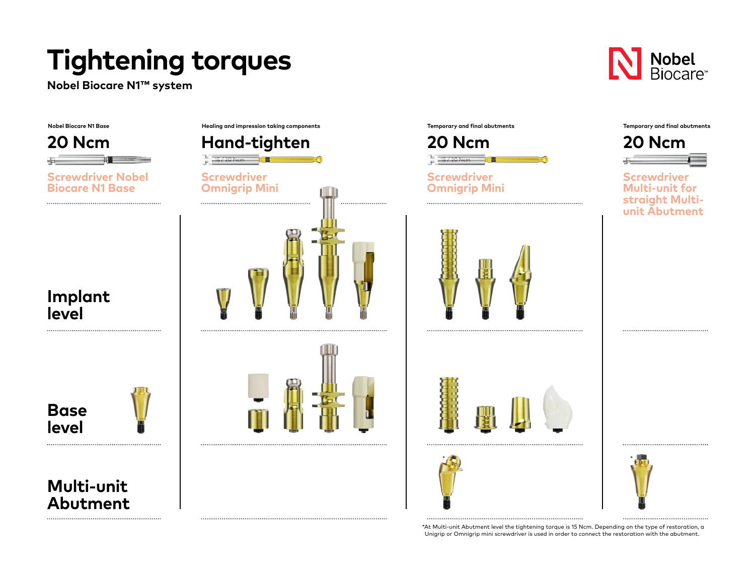# Tightening torques

**Nobel Biocare N1™ system**

Nobel Biocare

| | Nobel Biocare N1 Base | Healing and impression taking components | Temporary and final abutments | Temporary and final abutments |
|---|---|---|---|---|
| | 20 Ncm | Hand-tighten | 20 Ncm | 20 Ncm |
| | Screwdriver Nobel Biocare N1 Base | Screwdriver Omnigrip Mini | Screwdriver Omnigrip Mini | Screwdriver Multi-unit for straight Multi-unit Abutment |
| **Implant level** | | | | |
| **Base level** | | | | |
| **Multi-unit Abutment** | | | * | * |

15 / 20 Ncm

*At Multi-unit Abutment level the tightening torque is 15 Ncm. Depending on the type of restoration, a Unigrip or Omnigrip mini screwdriver is used in order to connect the restoration with the abutment.